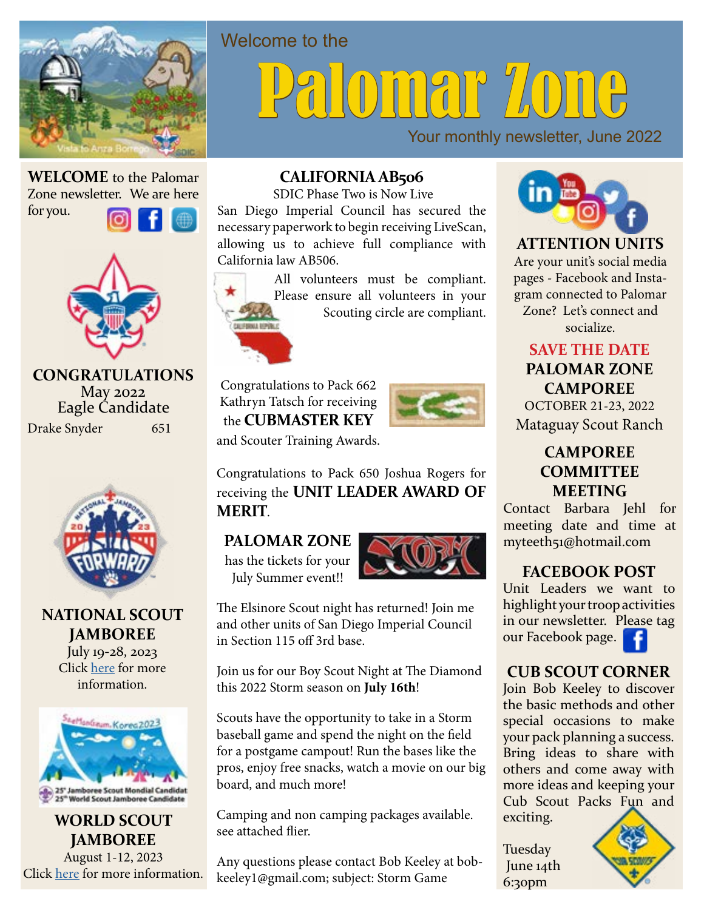Welcome to the

# Palomar Zone

Your monthly newsletter, June 2022

**WELCOME** to the Palomar Zone newsletter. We are here for you.

## CONGRATULATIONS

May 2022
Eagle Candidate

| Drake Snyder | 651 |
|---|---|

## NATIONAL SCOUT JAMBOREE

July 19-28, 2023
Click here for more information.

## WORLD SCOUT JAMBOREE

August 1-12, 2023
Click here for more information.

## CALIFORNIA AB506

SDIC Phase Two is Now Live

San Diego Imperial Council has secured the necessary paperwork to begin receiving LiveScan, allowing us to achieve full compliance with California law AB506.

All volunteers must be compliant. Please ensure all volunteers in your Scouting circle are compliant.

Congratulations to Pack 662 Kathryn Tatsch for receiving the **CUBMASTER KEY** and Scouter Training Awards.

Congratulations to Pack 650 Joshua Rogers for receiving the **UNIT LEADER AWARD OF MERIT**.

## PALOMAR ZONE

has the tickets for your July Summer event!!

The Elsinore Scout night has returned! Join me and other units of San Diego Imperial Council in Section 115 off 3rd base.

Join us for our Boy Scout Night at The Diamond this 2022 Storm season on **July 16th**!

Scouts have the opportunity to take in a Storm baseball game and spend the night on the field for a postgame campout! Run the bases like the pros, enjoy free snacks, watch a movie on our big board, and much more!

Camping and non camping packages available. see attached flier.

Any questions please contact Bob Keeley at bob-keeley1@gmail.com; subject: Storm Game

## ATTENTION UNITS

Are your unit's social media pages - Facebook and Instagram connected to Palomar Zone? Let's connect and socialize.

## SAVE THE DATE

## PALOMAR ZONE CAMPOREE

OCTOBER 21-23, 2022
Mataguay Scout Ranch

## CAMPOREE COMMITTEE MEETING

Contact Barbara Jehl for meeting date and time at myteeth51@hotmail.com

## FACEBOOK POST

Unit Leaders we want to highlight your troop activities in our newsletter. Please tag our Facebook page.

## CUB SCOUT CORNER

Join Bob Keeley to discover the basic methods and other special occasions to make your pack planning a success. Bring ideas to share with others and come away with more ideas and keeping your Cub Scout Packs Fun and exciting.

Tuesday
June 14th
6:30pm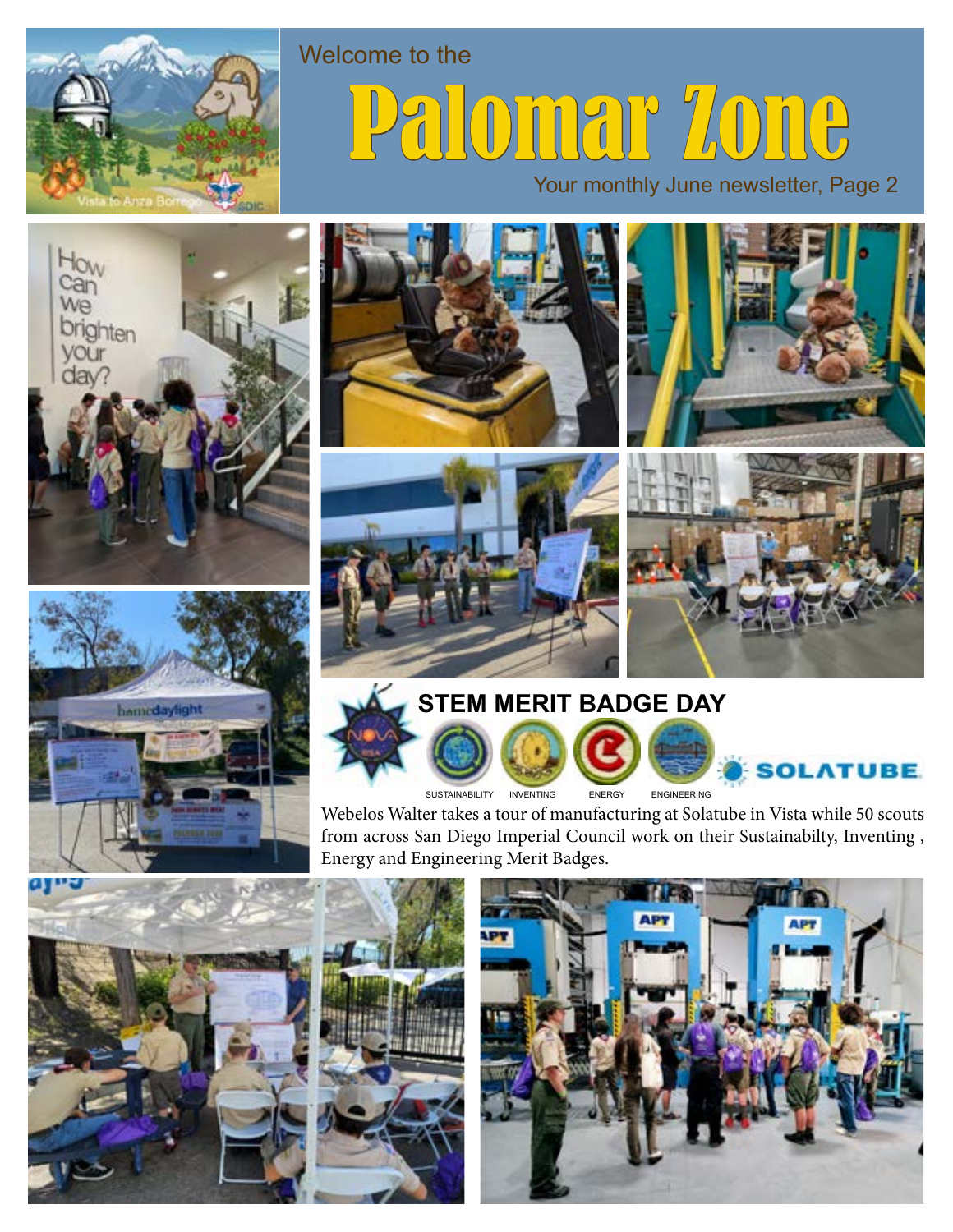Welcome to the

# Palomar Zone

Your monthly June newsletter, Page 2

## STEM MERIT BADGE DAY

SUSTAINABILITY INVENTING ENERGY ENGINEERING

SOLATUBE

Webelos Walter takes a tour of manufacturing at Solatube in Vista while 50 scouts from across San Diego Imperial Council work on their Sustainabilty, Inventing , Energy and Engineering Merit Badges.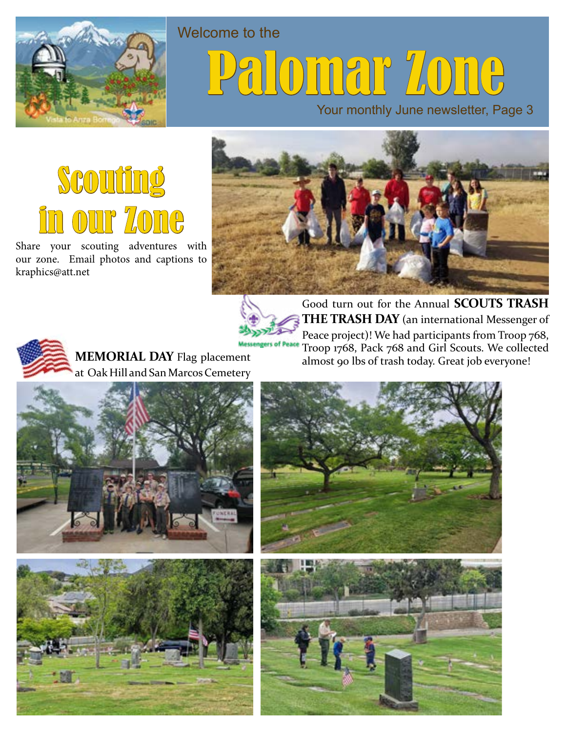Welcome to the

# Palomar Zone

Your monthly June newsletter, Page 3

## Scouting in our Zone

Share your scouting adventures with our zone. Email photos and captions to kraphics@att.net

Good turn out for the Annual **SCOUTS TRASH THE TRASH DAY** (an international Messenger of Peace project)! We had participants from Troop 768, Troop 1768, Pack 768 and Girl Scouts. We collected almost 90 lbs of trash today. Great job everyone!

**MEMORIAL DAY** Flag placement at Oak Hill and San Marcos Cemetery